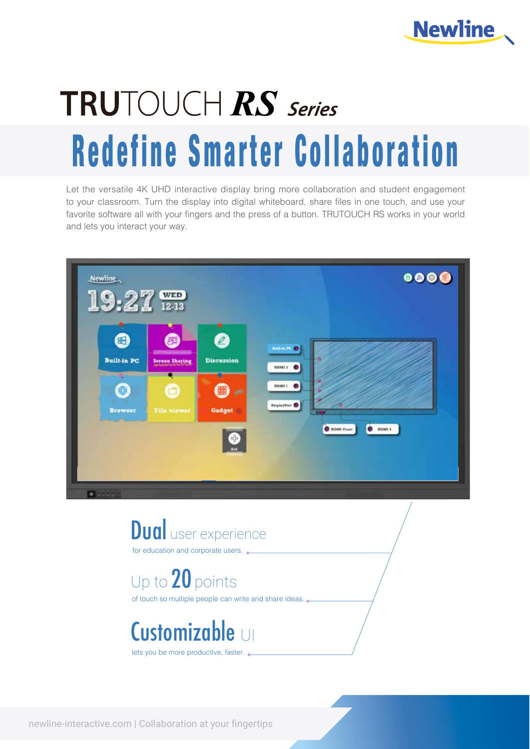Newline

# TRUTOUCH RS Series

## Redefine Smarter Collaboration

Let the versatile 4K UHD interactive display bring more collaboration and student engagement to your classroom. Turn the display into digital whiteboard, share files in one touch, and use your favorite software all with your fingers and the press of a button. TRUTOUCH RS works in your world and lets you interact your way.

### Dual user experience

for education and corporate users.

### Up to 20 points

of touch so multiple people can write and share ideas.

### Customizable UI

lets you be more productive, faster.

newline-interactive.com | Collaboration at your fingertips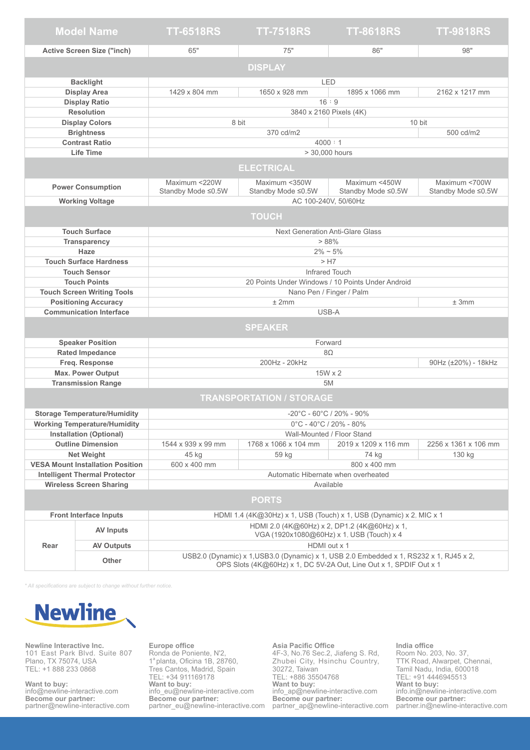| Model Name | TT-6518RS | TT-7518RS | TT-8618RS | TT-9818RS |
|---|---|---|---|---|
| Active Screen Size ("inch) | 65" | 75" | 86" | 98" |
| **DISPLAY** | | | | |
| Backlight | LED | | | |
| Display Area | 1429 x 804 mm | 1650 x 928 mm | 1895 x 1066 mm | 2162 x 1217 mm |
| Display Ratio | 16：9 | | | |
| Resolution | 3840 x 2160 Pixels (4K) | | | |
| Display Colors | 8 bit | | 10 bit | |
| Brightness | 370 cd/m2 | | | 500 cd/m2 |
| Contrast Ratio | 4000：1 | | | |
| Life Time | > 30,000 hours | | | |
| **ELECTRICAL** | | | | |
| Power Consumption | Maximum <220W Standby Mode ≤0.5W | Maximum <350W Standby Mode ≤0.5W | Maximum <450W Standby Mode ≤0.5W | Maximum <700W Standby Mode ≤0.5W |
| Working Voltage | AC 100-240V, 50/60Hz | | | |
| **TOUCH** | | | | |
| Touch Surface | Next Generation Anti-Glare Glass | | | |
| Transparency | > 88% | | | |
| Haze | 2% ~ 5% | | | |
| Touch Surface Hardness | > H7 | | | |
| Touch Sensor | Infrared Touch | | | |
| Touch Points | 20 Points Under Windows / 10 Points Under Android | | | |
| Touch Screen Writing Tools | Nano Pen / Finger / Palm | | | |
| Positioning Accuracy | ± 2mm | | | ± 3mm |
| Communication Interface | USB-A | | | |
| **SPEAKER** | | | | |
| Speaker Position | Forward | | | |
| Rated Impedance | 8Ω | | | |
| Freq. Response | 200Hz - 20kHz | | | 90Hz (±20%) - 18kHz |
| Max. Power Output | 15W x 2 | | | |
| Transmission Range | 5M | | | |
| **TRANSPORTATION / STORAGE** | | | | |
| Storage Temperature/Humidity | -20°C - 60°C / 20% - 90% | | | |
| Working Temperature/Humidity | 0°C - 40°C / 20% - 80% | | | |
| Installation (Optional) | Wall-Mounted / Floor Stand | | | |
| Outline Dimension | 1544 x 939 x 99 mm | 1768 x 1066 x 104 mm | 2019 x 1209 x 116 mm | 2256 x 1361 x 106 mm |
| Net Weight | 45 kg | 59 kg | 74 kg | 130 kg |
| VESA Mount Installation Position | 600 x 400 mm | 800 x 400 mm | | |
| Intelligent Thermal Protector | Automatic Hibernate when overheated | | | |
| Wireless Screen Sharing | Available | | | |
| **PORTS** | | | | |
| Front Interface Inputs | HDMI 1.4 (4K@30Hz) x 1, USB (Touch) x 1, USB (Dynamic) x 2, MIC x 1 | | | |
| Rear – AV Inputs | HDMI 2.0 (4K@60Hz) x 2, DP1.2 (4K@60Hz) x 1, VGA (1920x1080@60Hz) x 1, USB (Touch) x 4 | | | |
| Rear – AV Outputs | HDMI out x 1 | | | |
| Rear – Other | USB2.0 (Dynamic) x 1,USB3.0 (Dynamic) x 1, USB 2.0 Embedded x 1, RS232 x 1, RJ45 x 2, OPS Slots (4K@60Hz) x 1, DC 5V-2A Out, Line Out x 1, SPDIF Out x 1 | | | |

*\* All specifications are subject to change without further notice.*

**Newline**

**Newline Interactive Inc.**
101 East Park Blvd. Suite 807
Plano, TX 75074, USA
TEL: +1 888 233 0868

**Want to buy:**
info@newline-interactive.com
**Become our partner:**
partner@newline-interactive.com

**Europe office**
Ronda de Poniente, N'2,
1ª planta, Oficina 1B, 28760,
Tres Cantos, Madrid, Spain
TEL: +34 911169178
**Want to buy:**
info_eu@newline-interactive.com
**Become our partner:**
partner_eu@newline-interactive.com

**Asia Pacific Office**
4F-3, No.76 Sec.2, Jiafeng S. Rd,
Zhubei City, Hsinchu Country,
30272, Taiwan
TEL: +886 35504768
**Want to buy:**
info_ap@newline-interactive.com
**Become our partner:**
partner_ap@newline-interactive.com

**India office**
Room No. 203, No. 37,
TTK Road, Alwarpet, Chennai,
Tamil Nadu, India, 600018
TEL: +91 4446945513
**Want to buy:**
info.in@newline-interactive.com
**Become our partner:**
partner.in@newline-interactive.com